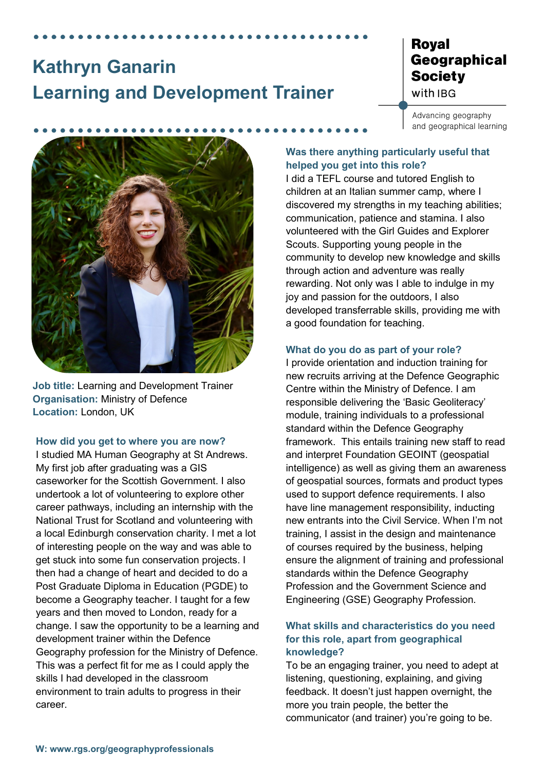# Kathryn Ganarin
# Learning and Development Trainer

**Royal Geographical Society** with IBG

Advancing geography and geographical learning

**Job title:** Learning and Development Trainer
**Organisation:** Ministry of Defence
**Location:** London, UK

### How did you get to where you are now?

I studied MA Human Geography at St Andrews. My first job after graduating was a GIS caseworker for the Scottish Government. I also undertook a lot of volunteering to explore other career pathways, including an internship with the National Trust for Scotland and volunteering with a local Edinburgh conservation charity. I met a lot of interesting people on the way and was able to get stuck into some fun conservation projects. I then had a change of heart and decided to do a Post Graduate Diploma in Education (PGDE) to become a Geography teacher. I taught for a few years and then moved to London, ready for a change. I saw the opportunity to be a learning and development trainer within the Defence Geography profession for the Ministry of Defence. This was a perfect fit for me as I could apply the skills I had developed in the classroom environment to train adults to progress in their career.

### Was there anything particularly useful that helped you get into this role?

I did a TEFL course and tutored English to children at an Italian summer camp, where I discovered my strengths in my teaching abilities; communication, patience and stamina. I also volunteered with the Girl Guides and Explorer Scouts. Supporting young people in the community to develop new knowledge and skills through action and adventure was really rewarding. Not only was I able to indulge in my joy and passion for the outdoors, I also developed transferrable skills, providing me with a good foundation for teaching.

### What do you do as part of your role?

I provide orientation and induction training for new recruits arriving at the Defence Geographic Centre within the Ministry of Defence. I am responsible delivering the 'Basic Geoliteracy' module, training individuals to a professional standard within the Defence Geography framework. This entails training new staff to read and interpret Foundation GEOINT (geospatial intelligence) as well as giving them an awareness of geospatial sources, formats and product types used to support defence requirements. I also have line management responsibility, inducting new entrants into the Civil Service. When I'm not training, I assist in the design and maintenance of courses required by the business, helping ensure the alignment of training and professional standards within the Defence Geography Profession and the Government Science and Engineering (GSE) Geography Profession.

### What skills and characteristics do you need for this role, apart from geographical knowledge?

To be an engaging trainer, you need to adept at listening, questioning, explaining, and giving feedback. It doesn't just happen overnight, the more you train people, the better the communicator (and trainer) you're going to be.

**W: www.rgs.org/geographyprofessionals**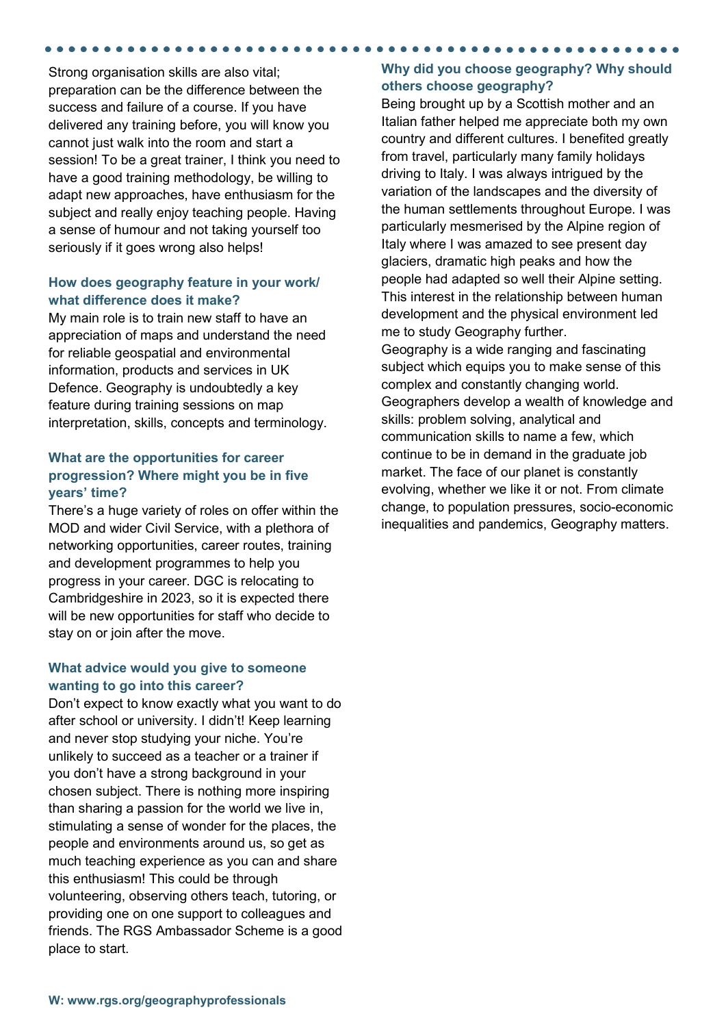Strong organisation skills are also vital; preparation can be the difference between the success and failure of a course. If you have delivered any training before, you will know you cannot just walk into the room and start a session! To be a great trainer, I think you need to have a good training methodology, be willing to adapt new approaches, have enthusiasm for the subject and really enjoy teaching people. Having a sense of humour and not taking yourself too seriously if it goes wrong also helps!

### How does geography feature in your work/ what difference does it make?

My main role is to train new staff to have an appreciation of maps and understand the need for reliable geospatial and environmental information, products and services in UK Defence. Geography is undoubtedly a key feature during training sessions on map interpretation, skills, concepts and terminology.

### What are the opportunities for career progression? Where might you be in five years' time?

There's a huge variety of roles on offer within the MOD and wider Civil Service, with a plethora of networking opportunities, career routes, training and development programmes to help you progress in your career. DGC is relocating to Cambridgeshire in 2023, so it is expected there will be new opportunities for staff who decide to stay on or join after the move.

### What advice would you give to someone wanting to go into this career?

Don't expect to know exactly what you want to do after school or university. I didn't! Keep learning and never stop studying your niche. You're unlikely to succeed as a teacher or a trainer if you don't have a strong background in your chosen subject. There is nothing more inspiring than sharing a passion for the world we live in, stimulating a sense of wonder for the places, the people and environments around us, so get as much teaching experience as you can and share this enthusiasm! This could be through volunteering, observing others teach, tutoring, or providing one on one support to colleagues and friends. The RGS Ambassador Scheme is a good place to start.

### Why did you choose geography? Why should others choose geography?

Being brought up by a Scottish mother and an Italian father helped me appreciate both my own country and different cultures. I benefited greatly from travel, particularly many family holidays driving to Italy. I was always intrigued by the variation of the landscapes and the diversity of the human settlements throughout Europe. I was particularly mesmerised by the Alpine region of Italy where I was amazed to see present day glaciers, dramatic high peaks and how the people had adapted so well their Alpine setting. This interest in the relationship between human development and the physical environment led me to study Geography further.

Geography is a wide ranging and fascinating subject which equips you to make sense of this complex and constantly changing world. Geographers develop a wealth of knowledge and skills: problem solving, analytical and communication skills to name a few, which continue to be in demand in the graduate job market. The face of our planet is constantly evolving, whether we like it or not. From climate change, to population pressures, socio-economic inequalities and pandemics, Geography matters.

**W: www.rgs.org/geographyprofessionals**